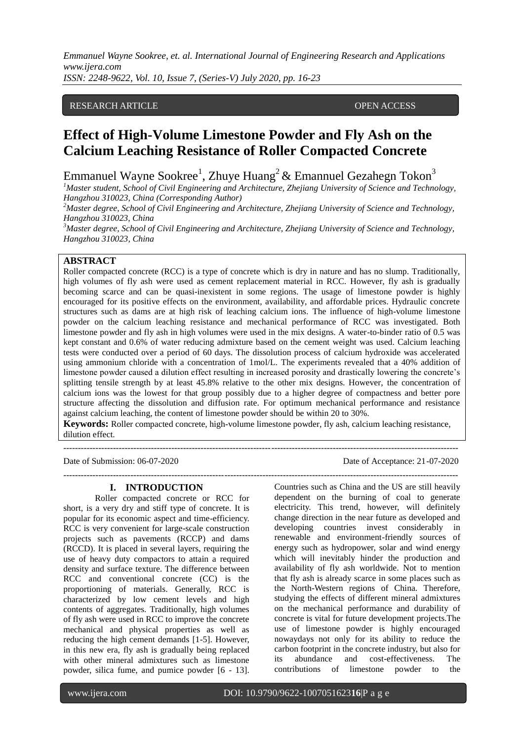RESEARCH ARTICLE OPEN ACCESS

# Effect of High-Volume Limestone Powder and Fly Ash on the Calcium Leaching Resistance of Roller Compacted Concrete

Emmanuel Wayne Sookree[1], Zhuye Huang[2] & Emannuel Gezahegn Tokon[3]

[1]Master student, School of Civil Engineering and Architecture, Zhejiang University of Science and Technology, Hangzhou 310023, China (Corresponding Author)

[2]Master degree, School of Civil Engineering and Architecture, Zhejiang University of Science and Technology, Hangzhou 310023, China

[3]Master degree, School of Civil Engineering and Architecture, Zhejiang University of Science and Technology, Hangzhou 310023, China

## ABSTRACT

Roller compacted concrete (RCC) is a type of concrete which is dry in nature and has no slump. Traditionally, high volumes of fly ash were used as cement replacement material in RCC. However, fly ash is gradually becoming scarce and can be quasi-inexistent in some regions. The usage of limestone powder is highly encouraged for its positive effects on the environment, availability, and affordable prices. Hydraulic concrete structures such as dams are at high risk of leaching calcium ions. The influence of high-volume limestone powder on the calcium leaching resistance and mechanical performance of RCC was investigated. Both limestone powder and fly ash in high volumes were used in the mix designs. A water-to-binder ratio of 0.5 was kept constant and 0.6% of water reducing admixture based on the cement weight was used. Calcium leaching tests were conducted over a period of 60 days. The dissolution process of calcium hydroxide was accelerated using ammonium chloride with a concentration of 1mol/L. The experiments revealed that a 40% addition of limestone powder caused a dilution effect resulting in increased porosity and drastically lowering the concrete's splitting tensile strength by at least 45.8% relative to the other mix designs. However, the concentration of calcium ions was the lowest for that group possibly due to a higher degree of compactness and better pore structure affecting the dissolution and diffusion rate. For optimum mechanical performance and resistance against calcium leaching, the content of limestone powder should be within 20 to 30%.

**Keywords:** Roller compacted concrete, high-volume limestone powder, fly ash, calcium leaching resistance, dilution effect.

---

Date of Submission: 06-07-2020 Date of Acceptance: 21-07-2020

---

## I. INTRODUCTION

Roller compacted concrete or RCC for short, is a very dry and stiff type of concrete. It is popular for its economic aspect and time-efficiency. RCC is very convenient for large-scale construction projects such as pavements (RCCP) and dams (RCCD). It is placed in several layers, requiring the use of heavy duty compactors to attain a required density and surface texture. The difference between RCC and conventional concrete (CC) is the proportioning of materials. Generally, RCC is characterized by low cement levels and high contents of aggregates. Traditionally, high volumes of fly ash were used in RCC to improve the concrete mechanical and physical properties as well as reducing the high cement demands [1-5]. However, in this new era, fly ash is gradually being replaced with other mineral admixtures such as limestone powder, silica fume, and pumice powder [6 - 13]. Countries such as China and the US are still heavily dependent on the burning of coal to generate electricity. This trend, however, will definitely change direction in the near future as developed and developing countries invest considerably in renewable and environment-friendly sources of energy such as hydropower, solar and wind energy which will inevitably hinder the production and availability of fly ash worldwide. Not to mention that fly ash is already scarce in some places such as the North-Western regions of China. Therefore, studying the effects of different mineral admixtures on the mechanical performance and durability of concrete is vital for future development projects.The use of limestone powder is highly encouraged nowaydays not only for its ability to reduce the carbon footprint in the concrete industry, but also for its abundance and cost-effectiveness. The contributions of limestone powder to the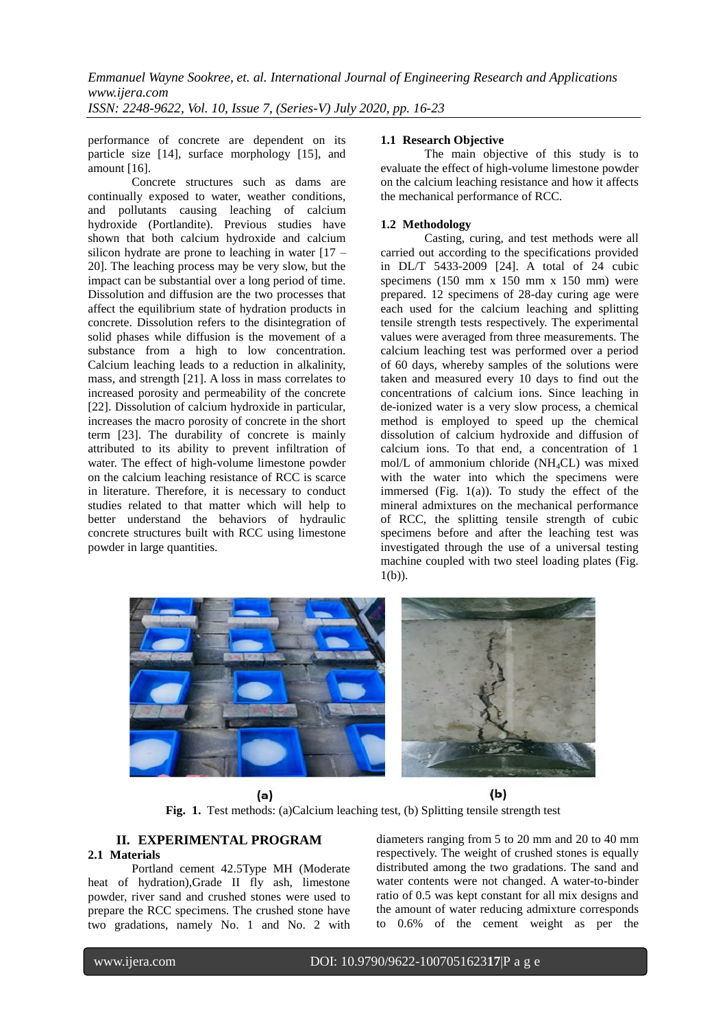performance of concrete are dependent on its particle size [14], surface morphology [15], and amount [16].

Concrete structures such as dams are continually exposed to water, weather conditions, and pollutants causing leaching of calcium hydroxide (Portlandite). Previous studies have shown that both calcium hydroxide and calcium silicon hydrate are prone to leaching in water [17 – 20]. The leaching process may be very slow, but the impact can be substantial over a long period of time. Dissolution and diffusion are the two processes that affect the equilibrium state of hydration products in concrete. Dissolution refers to the disintegration of solid phases while diffusion is the movement of a substance from a high to low concentration. Calcium leaching leads to a reduction in alkalinity, mass, and strength [21]. A loss in mass correlates to increased porosity and permeability of the concrete [22]. Dissolution of calcium hydroxide in particular, increases the macro porosity of concrete in the short term [23]. The durability of concrete is mainly attributed to its ability to prevent infiltration of water. The effect of high-volume limestone powder on the calcium leaching resistance of RCC is scarce in literature. Therefore, it is necessary to conduct studies related to that matter which will help to better understand the behaviors of hydraulic concrete structures built with RCC using limestone powder in large quantities.

### 1.1 Research Objective

The main objective of this study is to evaluate the effect of high-volume limestone powder on the calcium leaching resistance and how it affects the mechanical performance of RCC.

### 1.2 Methodology

Casting, curing, and test methods were all carried out according to the specifications provided in DL/T 5433-2009 [24]. A total of 24 cubic specimens (150 mm x 150 mm x 150 mm) were prepared. 12 specimens of 28-day curing age were each used for the calcium leaching and splitting tensile strength tests respectively. The experimental values were averaged from three measurements. The calcium leaching test was performed over a period of 60 days, whereby samples of the solutions were taken and measured every 10 days to find out the concentrations of calcium ions. Since leaching in de-ionized water is a very slow process, a chemical method is employed to speed up the chemical dissolution of calcium hydroxide and diffusion of calcium ions. To that end, a concentration of 1 mol/L of ammonium chloride ($NH_4CL$) was mixed with the water into which the specimens were immersed (Fig. 1(a)). To study the effect of the mineral admixtures on the mechanical performance of RCC, the splitting tensile strength of cubic specimens before and after the leaching test was investigated through the use of a universal testing machine coupled with two steel loading plates (Fig. 1(b)).

(a) (b)

**Fig. 1.** Test methods: (a)Calcium leaching test, (b) Splitting tensile strength test

## II. EXPERIMENTAL PROGRAM

### 2.1 Materials

Portland cement 42.5Type MH (Moderate heat of hydration),Grade II fly ash, limestone powder, river sand and crushed stones were used to prepare the RCC specimens. The crushed stone have two gradations, namely No. 1 and No. 2 with diameters ranging from 5 to 20 mm and 20 to 40 mm respectively. The weight of crushed stones is equally distributed among the two gradations. The sand and water contents were not changed. A water-to-binder ratio of 0.5 was kept constant for all mix designs and the amount of water reducing admixture corresponds to 0.6% of the cement weight as per the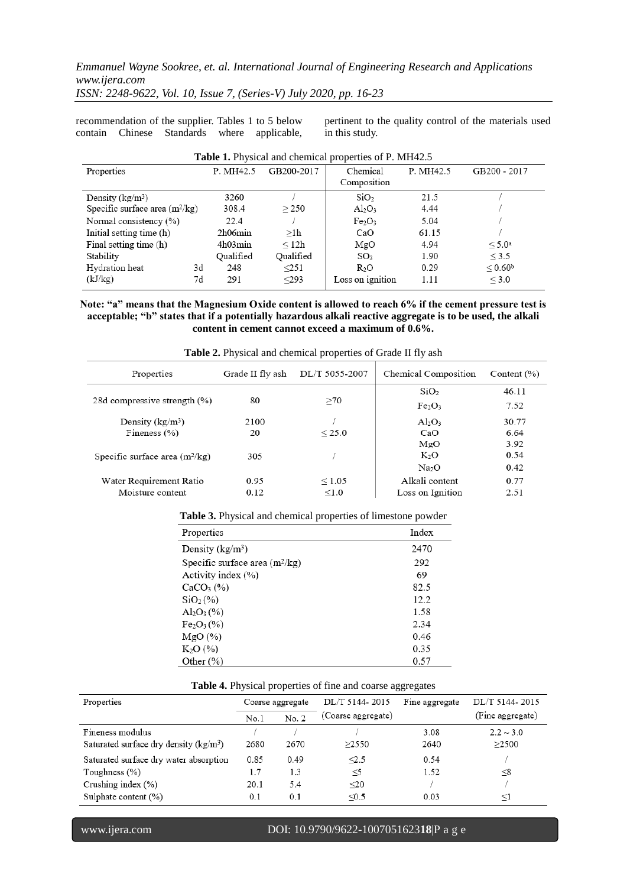recommendation of the supplier. Tables 1 to 5 below contain Chinese Standards where applicable, pertinent to the quality control of the materials used in this study.

**Table 1.** Physical and chemical properties of P. MH42.5

| Properties | | P. MH42.5 | GB200-2017 | Chemical Composition | P. MH42.5 | GB200 - 2017 |
|---|---|---|---|---|---|---|
| Density (kg/m$^3$) | | 3260 | / | $SiO_2$ | 21.5 | / |
| Specific surface area (m$^2$/kg) | | 308.4 | ≥ 250 | $Al_2O_3$ | 4.44 | / |
| Normal consistency (%) | | 22.4 | / | $Fe_2O_3$ | 5.04 | / |
| Initial setting time (h) | | 2h06min | ≥1h | CaO | 61.15 | / |
| Final setting time (h) | | 4h03min | ≤ 12h | MgO | 4.94 | ≤ 5.0[a] |
| Stability | | Qualified | Qualified | $SO_3$ | 1.90 | ≤ 3.5 |
| Hydration heat | 3d | 248 | ≤251 | $R_2O$ | 0.29 | ≤ 0.60[b] |
| (kJ/kg) | 7d | 291 | ≤293 | Loss on ignition | 1.11 | ≤ 3.0 |

**Note: "a" means that the Magnesium Oxide content is allowed to reach 6% if the cement pressure test is acceptable; "b" states that if a potentially hazardous alkali reactive aggregate is to be used, the alkali content in cement cannot exceed a maximum of 0.6%.**

**Table 2.** Physical and chemical properties of Grade II fly ash

| Properties | Grade II fly ash | DL/T 5055-2007 | Chemical Composition | Content (%) |
|---|---|---|---|---|
| 28d compressive strength (%) | 80 | ≥70 | $SiO_2$ | 46.11 |
| | | | $Fe_2O_3$ | 7.52 |
| Density (kg/m$^3$) | 2100 | / | $Al_2O_3$ | 30.77 |
| Fineness (%) | 20 | ≤ 25.0 | CaO | 6.64 |
| | | | MgO | 3.92 |
| Specific surface area (m$^2$/kg) | 305 | / | $K_2O$ | 0.54 |
| | | | $Na_2O$ | 0.42 |
| Water Requirement Ratio | 0.95 | ≤ 1.05 | Alkali content | 0.77 |
| Moisture content | 0.12 | ≤1.0 | Loss on Ignition | 2.51 |

**Table 3.** Physical and chemical properties of limestone powder

| Properties | Index |
|---|---|
| Density (kg/m$^3$) | 2470 |
| Specific surface area (m$^2$/kg) | 292 |
| Activity index (%) | 69 |
| $CaCO_3$ (%) | 82.5 |
| $SiO_2$ (%) | 12.2 |
| $Al_2O_3$ (%) | 1.58 |
| $Fe_2O_3$ (%) | 2.34 |
| MgO (%) | 0.46 |
| $K_2O$ (%) | 0.35 |
| Other (%) | 0.57 |

**Table 4.** Physical properties of fine and coarse aggregates

| Properties | Coarse aggregate | | DL/T 5144- 2015 (Coarse aggregate) | Fine aggregate | DL/T 5144- 2015 (Fine aggregate) |
|---|---|---|---|---|---|
| | No.1 | No. 2 | | | |
| Fineness modulus | / | / | / | 3.08 | 2.2 ~ 3.0 |
| Saturated surface dry density (kg/m$^3$) | 2680 | 2670 | ≥2550 | 2640 | ≥2500 |
| Saturated surface dry water absorption | 0.85 | 0.49 | ≤2.5 | 0.54 | / |
| Toughness (%) | 1.7 | 1.3 | ≤5 | 1.52 | ≤8 |
| Crushing index (%) | 20.1 | 5.4 | ≤20 | / | / |
| Sulphate content (%) | 0.1 | 0.1 | ≤0.5 | 0.03 | ≤1 |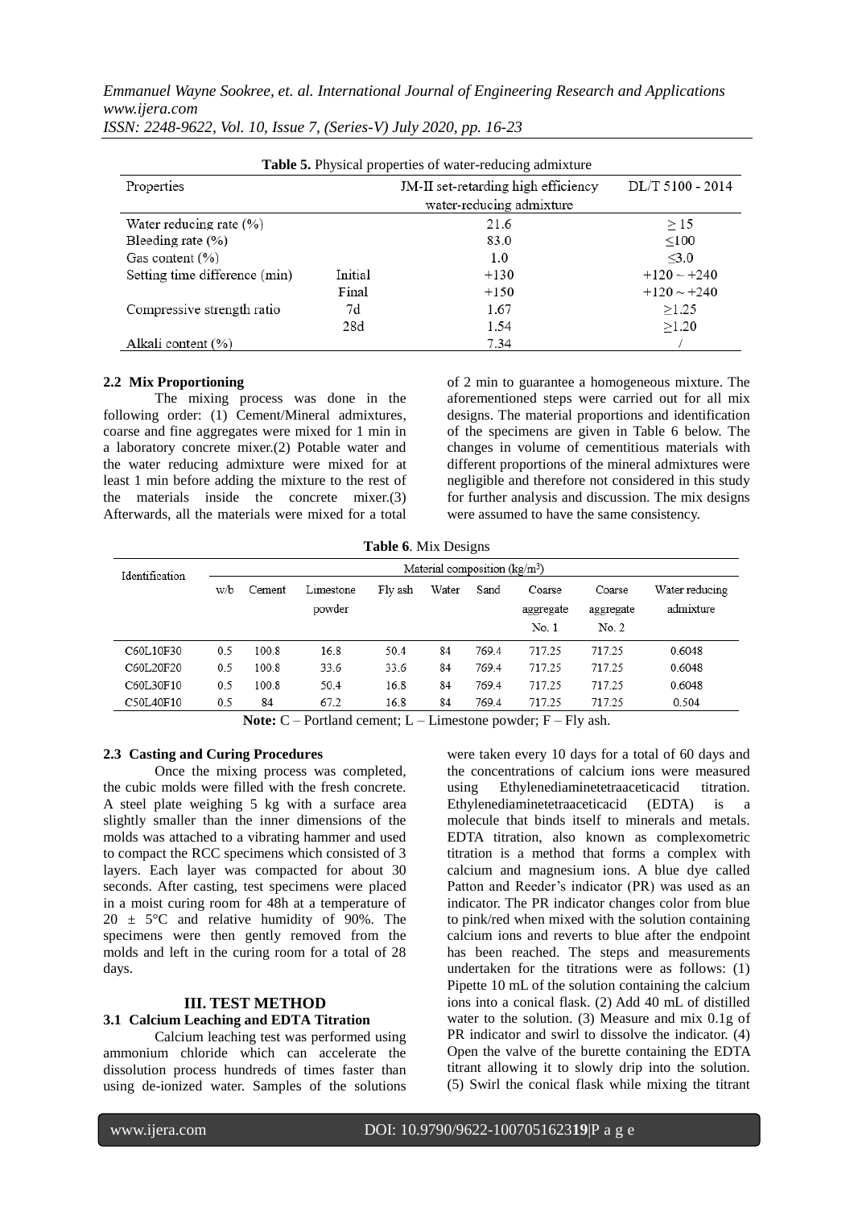**Table 5.** Physical properties of water-reducing admixture

| Properties | | JM-II set-retarding high efficiency water-reducing admixture | DL/T 5100 - 2014 |
|---|---|---|---|
| Water reducing rate (%) | | 21.6 | ≥ 15 |
| Bleeding rate (%) | | 83.0 | ≤100 |
| Gas content (%) | | 1.0 | ≤3.0 |
| Setting time difference (min) | Initial | +130 | +120 ~ +240 |
| | Final | +150 | +120 ~ +240 |
| Compressive strength ratio | 7d | 1.67 | ≥1.25 |
| | 28d | 1.54 | ≥1.20 |
| Alkali content (%) | | 7.34 | / |

### 2.2 Mix Proportioning

The mixing process was done in the following order: (1) Cement/Mineral admixtures, coarse and fine aggregates were mixed for 1 min in a laboratory concrete mixer.(2) Potable water and the water reducing admixture were mixed for at least 1 min before adding the mixture to the rest of the materials inside the concrete mixer.(3) Afterwards, all the materials were mixed for a total of 2 min to guarantee a homogeneous mixture. The aforementioned steps were carried out for all mix designs. The material proportions and identification of the specimens are given in Table 6 below. The changes in volume of cementitious materials with different proportions of the mineral admixtures were negligible and therefore not considered in this study for further analysis and discussion. The mix designs were assumed to have the same consistency.

**Table 6**. Mix Designs

| Identification | Material composition (kg/m³) | | | | | | | | |
|---|---|---|---|---|---|---|---|---|---|
| | w/b | Cement | Limestone powder | Fly ash | Water | Sand | Coarse aggregate No. 1 | Coarse aggregate No. 2 | Water reducing admixture |
| C60L10F30 | 0.5 | 100.8 | 16.8 | 50.4 | 84 | 769.4 | 717.25 | 717.25 | 0.6048 |
| C60L20F20 | 0.5 | 100.8 | 33.6 | 33.6 | 84 | 769.4 | 717.25 | 717.25 | 0.6048 |
| C60L30F10 | 0.5 | 100.8 | 50.4 | 16.8 | 84 | 769.4 | 717.25 | 717.25 | 0.6048 |
| C50L40F10 | 0.5 | 84 | 67.2 | 16.8 | 84 | 769.4 | 717.25 | 717.25 | 0.504 |

**Note:** C – Portland cement; L – Limestone powder; F – Fly ash.

### 2.3 Casting and Curing Procedures

Once the mixing process was completed, the cubic molds were filled with the fresh concrete. A steel plate weighing 5 kg with a surface area slightly smaller than the inner dimensions of the molds was attached to a vibrating hammer and used to compact the RCC specimens which consisted of 3 layers. Each layer was compacted for about 30 seconds. After casting, test specimens were placed in a moist curing room for 48h at a temperature of 20 ± 5°C and relative humidity of 90%. The specimens were then gently removed from the molds and left in the curing room for a total of 28 days.

## III. TEST METHOD

### 3.1 Calcium Leaching and EDTA Titration

Calcium leaching test was performed using ammonium chloride which can accelerate the dissolution process hundreds of times faster than using de-ionized water. Samples of the solutions were taken every 10 days for a total of 60 days and the concentrations of calcium ions were measured using Ethylenediaminetetraaceticacid titration. Ethylenediaminetetraaceticacid (EDTA) is a molecule that binds itself to minerals and metals. EDTA titration, also known as complexometric titration is a method that forms a complex with calcium and magnesium ions. A blue dye called Patton and Reeder's indicator (PR) was used as an indicator. The PR indicator changes color from blue to pink/red when mixed with the solution containing calcium ions and reverts to blue after the endpoint has been reached. The steps and measurements undertaken for the titrations were as follows: (1) Pipette 10 mL of the solution containing the calcium ions into a conical flask. (2) Add 40 mL of distilled water to the solution. (3) Measure and mix 0.1g of PR indicator and swirl to dissolve the indicator. (4) Open the valve of the burette containing the EDTA titrant allowing it to slowly drip into the solution. (5) Swirl the conical flask while mixing the titrant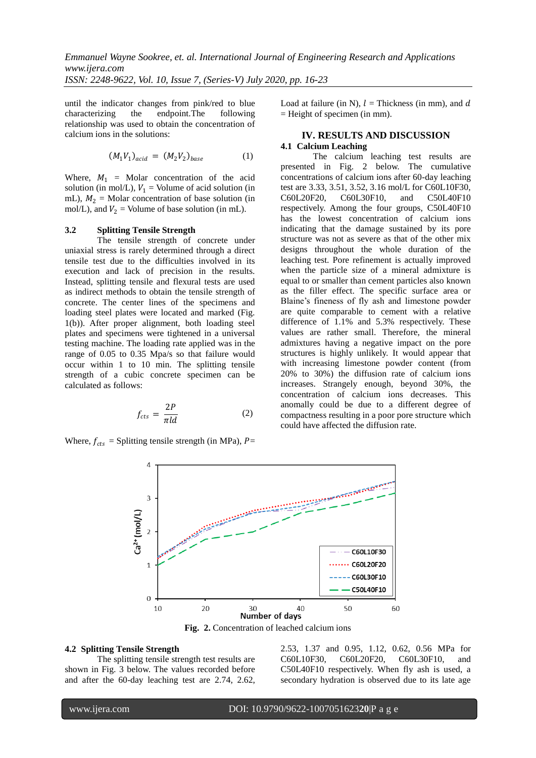until the indicator changes from pink/red to blue characterizing the endpoint.The following relationship was used to obtain the concentration of calcium ions in the solutions:

$$(M_1V_1)_{acid} = (M_2V_2)_{base} \quad (1)$$

Where, $M_1$ = Molar concentration of the acid solution (in mol/L), $V_1$ = Volume of acid solution (in mL), $M_2$ = Molar concentration of base solution (in mol/L), and $V_2$ = Volume of base solution (in mL).

### 3.2 Splitting Tensile Strength

The tensile strength of concrete under uniaxial stress is rarely determined through a direct tensile test due to the difficulties involved in its execution and lack of precision in the results. Instead, splitting tensile and flexural tests are used as indirect methods to obtain the tensile strength of concrete. The center lines of the specimens and loading steel plates were located and marked (Fig. 1(b)). After proper alignment, both loading steel plates and specimens were tightened in a universal testing machine. The loading rate applied was in the range of 0.05 to 0.35 Mpa/s so that failure would occur within 1 to 10 min. The splitting tensile strength of a cubic concrete specimen can be calculated as follows:

$$f_{cts} = \frac{2P}{\pi l d} \quad (2)$$

Where, $f_{cts}$ = Splitting tensile strength (in MPa), $P$= Load at failure (in N), $l$ = Thickness (in mm), and $d$ = Height of specimen (in mm).

## IV. RESULTS AND DISCUSSION

### 4.1 Calcium Leaching

The calcium leaching test results are presented in Fig. 2 below. The cumulative concentrations of calcium ions after 60-day leaching test are 3.33, 3.51, 3.52, 3.16 mol/L for C60L10F30, C60L20F20, C60L30F10, and C50L40F10 respectively. Among the four groups, C50L40F10 has the lowest concentration of calcium ions indicating that the damage sustained by its pore structure was not as severe as that of the other mix designs throughout the whole duration of the leaching test. Pore refinement is actually improved when the particle size of a mineral admixture is equal to or smaller than cement particles also known as the filler effect. The specific surface area or Blaine's fineness of fly ash and limestone powder are quite comparable to cement with a relative difference of 1.1% and 5.3% respectively. These values are rather small. Therefore, the mineral admixtures having a negative impact on the pore structures is highly unlikely. It would appear that with increasing limestone powder content (from 20% to 30%) the diffusion rate of calcium ions increases. Strangely enough, beyond 30%, the concentration of calcium ions decreases. This anomally could be due to a different degree of compactness resulting in a poor pore structure which could have affected the diffusion rate.

**Fig. 2.** Concentration of leached calcium ions

### 4.2 Splitting Tensile Strength

The splitting tensile strength test results are shown in Fig. 3 below. The values recorded before and after the 60-day leaching test are 2.74, 2.62, 2.53, 1.37 and 0.95, 1.12, 0.62, 0.56 MPa for C60L10F30, C60L20F20, C60L30F10, and C50L40F10 respectively. When fly ash is used, a secondary hydration is observed due to its late age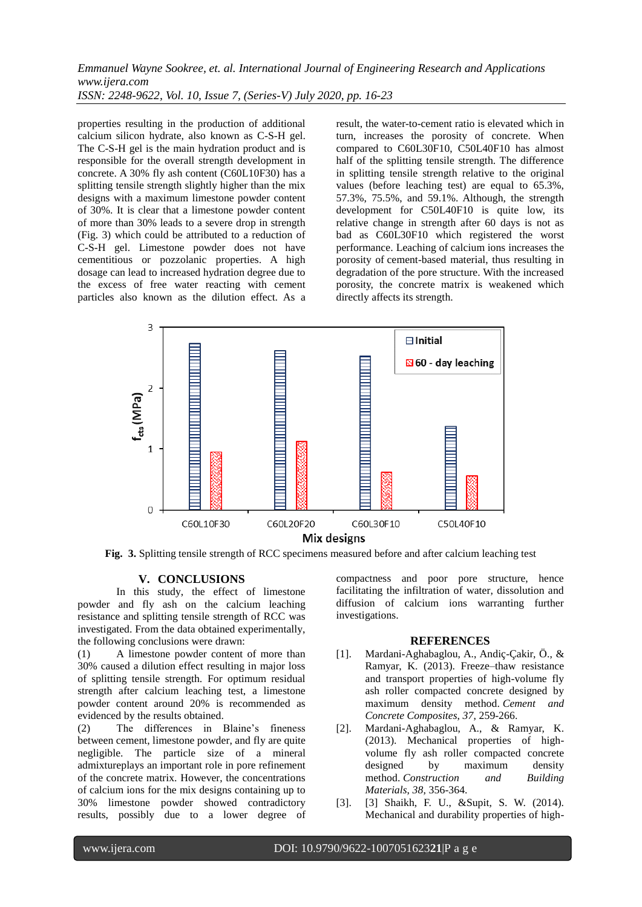properties resulting in the production of additional calcium silicon hydrate, also known as C-S-H gel. The C-S-H gel is the main hydration product and is responsible for the overall strength development in concrete. A 30% fly ash content (C60L10F30) has a splitting tensile strength slightly higher than the mix designs with a maximum limestone powder content of 30%. It is clear that a limestone powder content of more than 30% leads to a severe drop in strength (Fig. 3) which could be attributed to a reduction of C-S-H gel. Limestone powder does not have cementitious or pozzolanic properties. A high dosage can lead to increased hydration degree due to the excess of free water reacting with cement particles also known as the dilution effect. As a result, the water-to-cement ratio is elevated which in turn, increases the porosity of concrete. When compared to C60L30F10, C50L40F10 has almost half of the splitting tensile strength. The difference in splitting tensile strength relative to the original values (before leaching test) are equal to 65.3%, 57.3%, 75.5%, and 59.1%. Although, the strength development for C50L40F10 is quite low, its relative change in strength after 60 days is not as bad as C60L30F10 which registered the worst performance. Leaching of calcium ions increases the porosity of cement-based material, thus resulting in degradation of the pore structure. With the increased porosity, the concrete matrix is weakened which directly affects its strength.

**Fig. 3.** Splitting tensile strength of RCC specimens measured before and after calcium leaching test

## V. CONCLUSIONS

In this study, the effect of limestone powder and fly ash on the calcium leaching resistance and splitting tensile strength of RCC was investigated. From the data obtained experimentally, the following conclusions were drawn:

(1) A limestone powder content of more than 30% caused a dilution effect resulting in major loss of splitting tensile strength. For optimum residual strength after calcium leaching test, a limestone powder content around 20% is recommended as evidenced by the results obtained.

(2) The differences in Blaine's fineness between cement, limestone powder, and fly are quite negligible. The particle size of a mineral admixtureplays an important role in pore refinement of the concrete matrix. However, the concentrations of calcium ions for the mix designs containing up to 30% limestone powder showed contradictory results, possibly due to a lower degree of compactness and poor pore structure, hence facilitating the infiltration of water, dissolution and diffusion of calcium ions warranting further investigations.

## REFERENCES

[1]. Mardani-Aghabaglou, A., Andiç-Çakir, Ö., & Ramyar, K. (2013). Freeze–thaw resistance and transport properties of high-volume fly ash roller compacted concrete designed by maximum density method. *Cement and Concrete Composites*, *37*, 259-266.

[2]. Mardani-Aghabaglou, A., & Ramyar, K. (2013). Mechanical properties of high-volume fly ash roller compacted concrete designed by maximum density method. *Construction and Building Materials*, *38*, 356-364.

[3]. [3] Shaikh, F. U., &Supit, S. W. (2014). Mechanical and durability properties of high-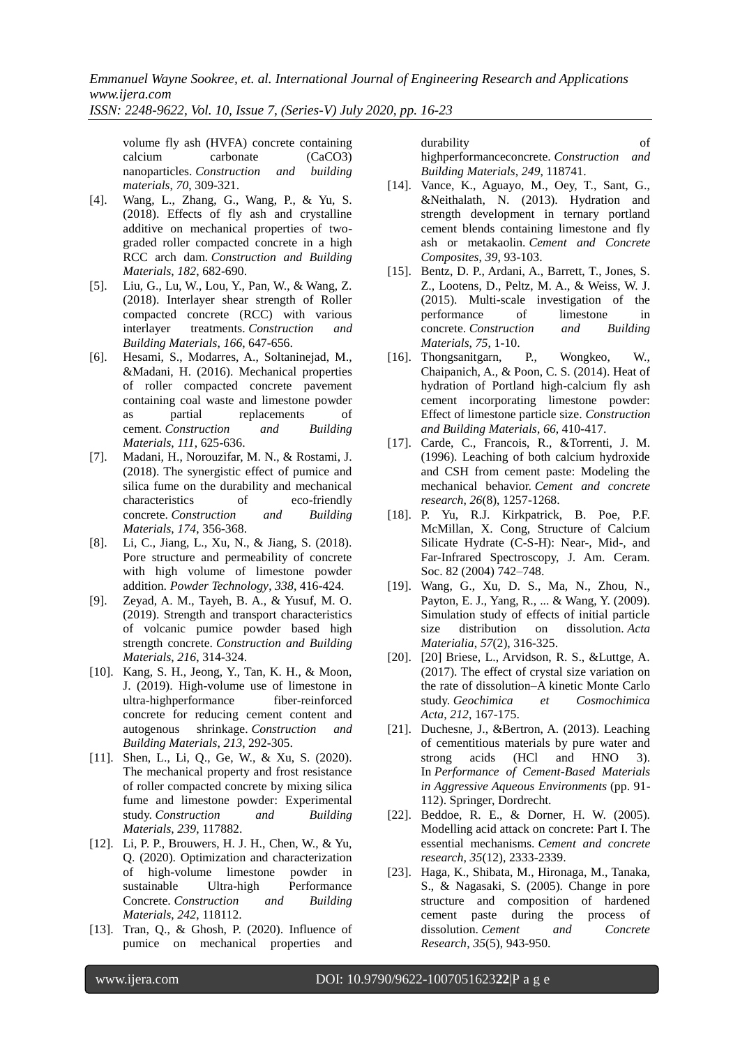volume fly ash (HVFA) concrete containing calcium carbonate ($CaCO_3$) nanoparticles. *Construction and building materials*, *70*, 309-321.

[4]. Wang, L., Zhang, G., Wang, P., & Yu, S. (2018). Effects of fly ash and crystalline additive on mechanical properties of two-graded roller compacted concrete in a high RCC arch dam. *Construction and Building Materials*, *182*, 682-690.

[5]. Liu, G., Lu, W., Lou, Y., Pan, W., & Wang, Z. (2018). Interlayer shear strength of Roller compacted concrete (RCC) with various interlayer treatments. *Construction and Building Materials*, *166*, 647-656.

[6]. Hesami, S., Modarres, A., Soltaninejad, M., &Madani, H. (2016). Mechanical properties of roller compacted concrete pavement containing coal waste and limestone powder as partial replacements of cement. *Construction and Building Materials*, *111*, 625-636.

[7]. Madani, H., Norouzifar, M. N., & Rostami, J. (2018). The synergistic effect of pumice and silica fume on the durability and mechanical characteristics of eco-friendly concrete. *Construction and Building Materials*, *174*, 356-368.

[8]. Li, C., Jiang, L., Xu, N., & Jiang, S. (2018). Pore structure and permeability of concrete with high volume of limestone powder addition. *Powder Technology*, *338*, 416-424.

[9]. Zeyad, A. M., Tayeh, B. A., & Yusuf, M. O. (2019). Strength and transport characteristics of volcanic pumice powder based high strength concrete. *Construction and Building Materials*, *216*, 314-324.

[10]. Kang, S. H., Jeong, Y., Tan, K. H., & Moon, J. (2019). High-volume use of limestone in ultra-highperformance fiber-reinforced concrete for reducing cement content and autogenous shrinkage. *Construction and Building Materials*, *213*, 292-305.

[11]. Shen, L., Li, Q., Ge, W., & Xu, S. (2020). The mechanical property and frost resistance of roller compacted concrete by mixing silica fume and limestone powder: Experimental study. *Construction and Building Materials*, *239*, 117882.

[12]. Li, P. P., Brouwers, H. J. H., Chen, W., & Yu, Q. (2020). Optimization and characterization of high-volume limestone powder in sustainable Ultra-high Performance Concrete. *Construction and Building Materials*, *242*, 118112.

[13]. Tran, Q., & Ghosh, P. (2020). Influence of pumice on mechanical properties and durability of highperformanceconcrete. *Construction and Building Materials*, *249*, 118741.

[14]. Vance, K., Aguayo, M., Oey, T., Sant, G., &Neithalath, N. (2013). Hydration and strength development in ternary portland cement blends containing limestone and fly ash or metakaolin. *Cement and Concrete Composites*, *39*, 93-103.

[15]. Bentz, D. P., Ardani, A., Barrett, T., Jones, S. Z., Lootens, D., Peltz, M. A., & Weiss, W. J. (2015). Multi-scale investigation of the performance of limestone in concrete. *Construction and Building Materials*, *75*, 1-10.

[16]. Thongsanitgarn, P., Wongkeo, W., Chaipanich, A., & Poon, C. S. (2014). Heat of hydration of Portland high-calcium fly ash cement incorporating limestone powder: Effect of limestone particle size. *Construction and Building Materials*, *66*, 410-417.

[17]. Carde, C., Francois, R., &Torrenti, J. M. (1996). Leaching of both calcium hydroxide and CSH from cement paste: Modeling the mechanical behavior. *Cement and concrete research*, *26*(8), 1257-1268.

[18]. P. Yu, R.J. Kirkpatrick, B. Poe, P.F. McMillan, X. Cong, Structure of Calcium Silicate Hydrate (C-S-H): Near-, Mid-, and Far-Infrared Spectroscopy, J. Am. Ceram. Soc. 82 (2004) 742–748.

[19]. Wang, G., Xu, D. S., Ma, N., Zhou, N., Payton, E. J., Yang, R., ... & Wang, Y. (2009). Simulation study of effects of initial particle size distribution on dissolution. *Acta Materialia*, *57*(2), 316-325.

[20]. [20] Briese, L., Arvidson, R. S., &Luttge, A. (2017). The effect of crystal size variation on the rate of dissolution–A kinetic Monte Carlo study. *Geochimica et Cosmochimica Acta*, *212*, 167-175.

[21]. Duchesne, J., &Bertron, A. (2013). Leaching of cementitious materials by pure water and strong acids (HCl and HNO 3). In *Performance of Cement-Based Materials in Aggressive Aqueous Environments* (pp. 91-112). Springer, Dordrecht.

[22]. Beddoe, R. E., & Dorner, H. W. (2005). Modelling acid attack on concrete: Part I. The essential mechanisms. *Cement and concrete research*, *35*(12), 2333-2339.

[23]. Haga, K., Shibata, M., Hironaga, M., Tanaka, S., & Nagasaki, S. (2005). Change in pore structure and composition of hardened cement paste during the process of dissolution. *Cement and Concrete Research*, *35*(5), 943-950.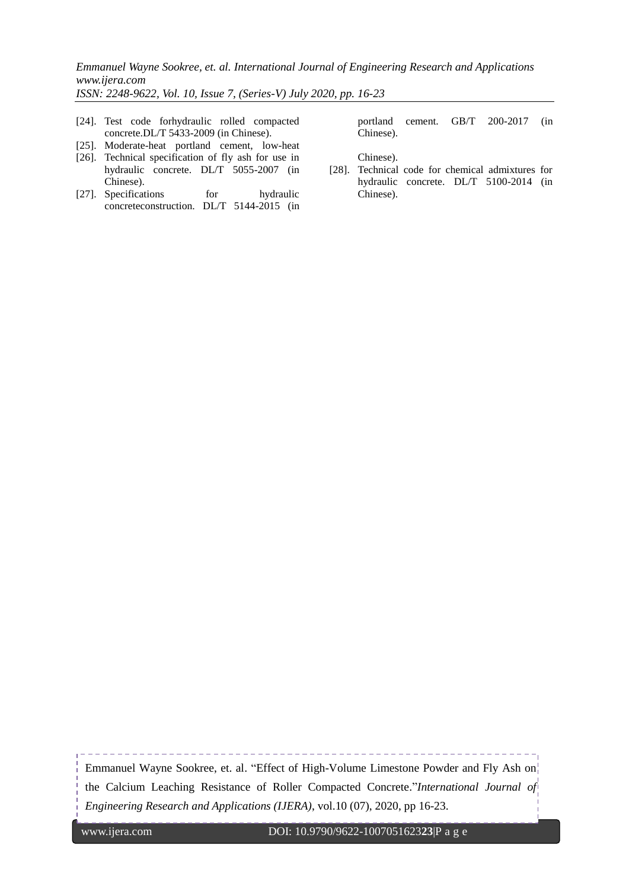- [24]. Test code forhydraulic rolled compacted concrete.DL/T 5433-2009 (in Chinese).
- [25]. Moderate-heat portland cement, low-heat portland cement. GB/T 200-2017 (in Chinese).
- [26]. Technical specification of fly ash for use in hydraulic concrete. DL/T 5055-2007 (in Chinese).
- [27]. Specifications for hydraulic concreteconstruction. DL/T 5144-2015 (in Chinese).
- [28]. Technical code for chemical admixtures for hydraulic concrete. DL/T 5100-2014 (in Chinese).

Emmanuel Wayne Sookree, et. al. “Effect of High-Volume Limestone Powder and Fly Ash on the Calcium Leaching Resistance of Roller Compacted Concrete.”*International Journal of Engineering Research and Applications (IJERA)*, vol.10 (07), 2020, pp 16-23.